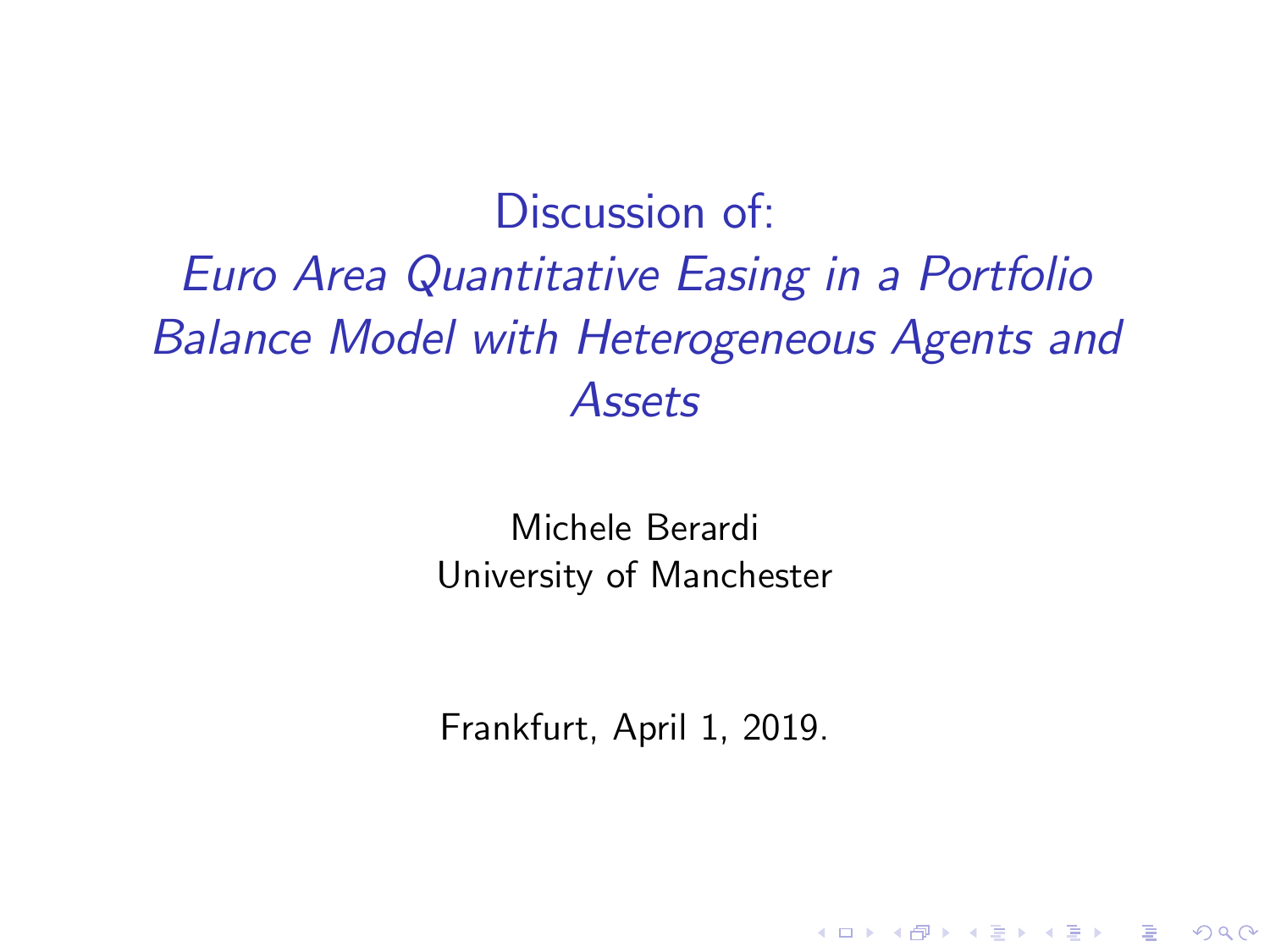# Discussion of:

## *Euro Area Quantitative Easing in a Portfolio Balance Model with Heterogeneous Agents and Assets*

Michele Berardi
University of Manchester

Frankfurt, April 1, 2019.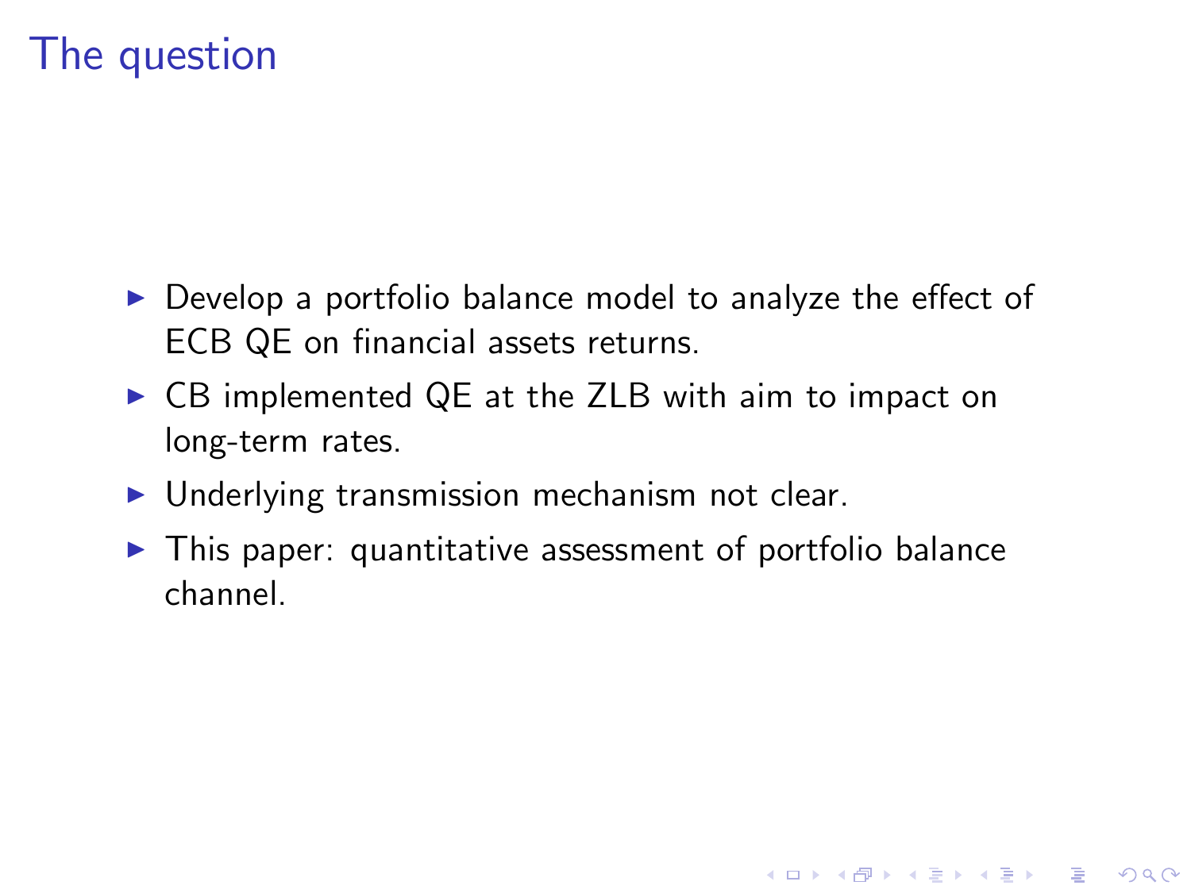# The question

- Develop a portfolio balance model to analyze the effect of ECB QE on financial assets returns.
- CB implemented QE at the ZLB with aim to impact on long-term rates.
- Underlying transmission mechanism not clear.
- This paper: quantitative assessment of portfolio balance channel.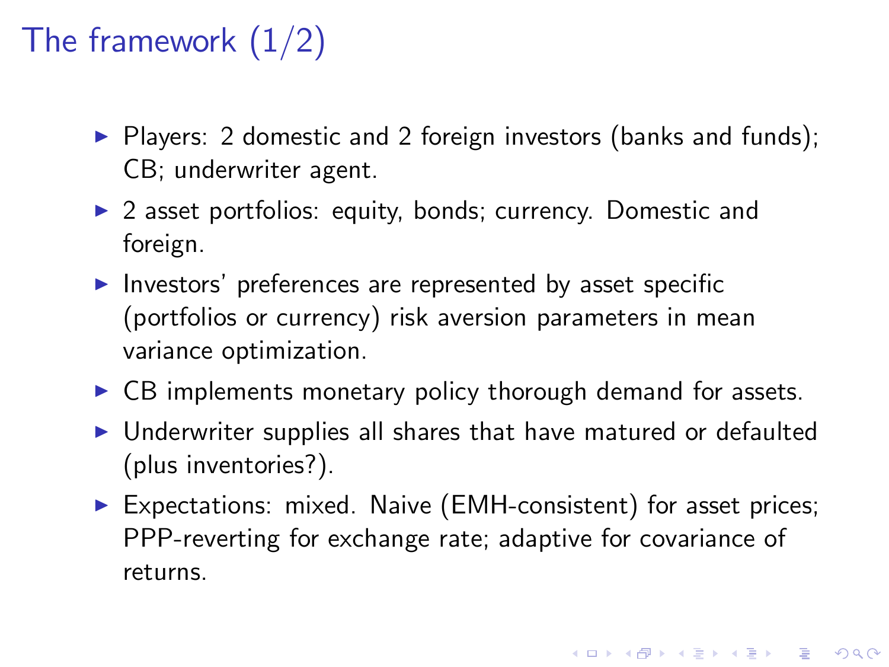# The framework (1/2)

- Players: 2 domestic and 2 foreign investors (banks and funds); CB; underwriter agent.
- 2 asset portfolios: equity, bonds; currency. Domestic and foreign.
- Investors' preferences are represented by asset specific (portfolios or currency) risk aversion parameters in mean variance optimization.
- CB implements monetary policy thorough demand for assets.
- Underwriter supplies all shares that have matured or defaulted (plus inventories?).
- Expectations: mixed. Naive (EMH-consistent) for asset prices; PPP-reverting for exchange rate; adaptive for covariance of returns.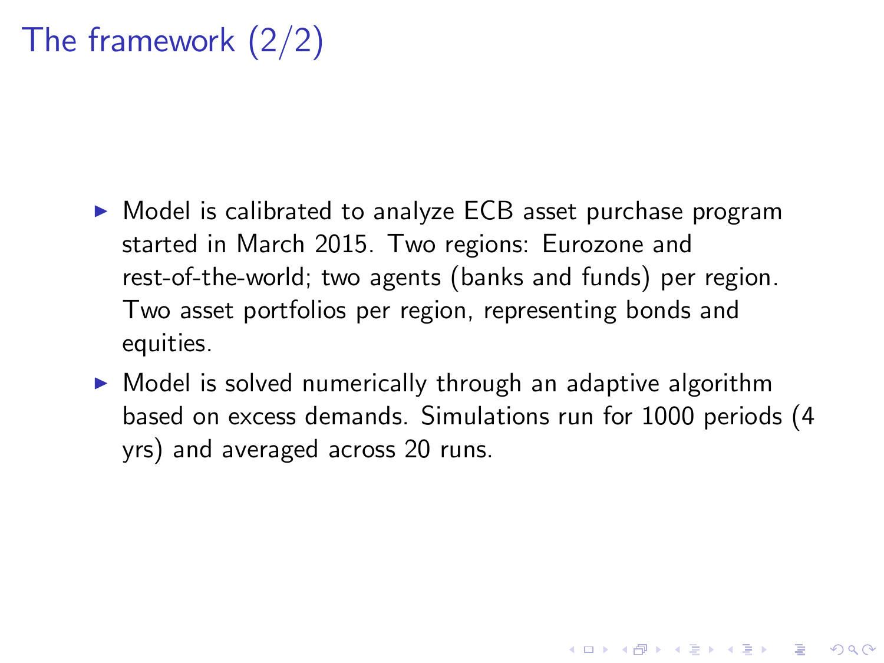# The framework (2/2)

- Model is calibrated to analyze ECB asset purchase program started in March 2015. Two regions: Eurozone and rest-of-the-world; two agents (banks and funds) per region. Two asset portfolios per region, representing bonds and equities.
- Model is solved numerically through an adaptive algorithm based on excess demands. Simulations run for 1000 periods (4 yrs) and averaged across 20 runs.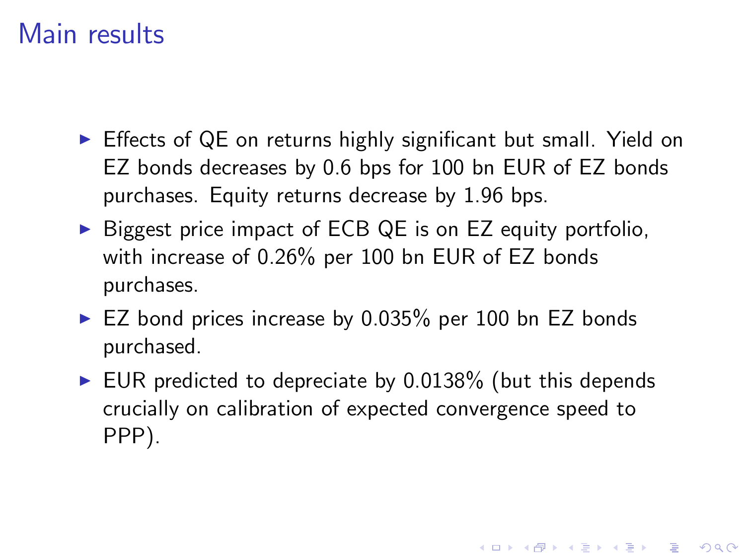# Main results

- Effects of QE on returns highly significant but small. Yield on EZ bonds decreases by 0.6 bps for 100 bn EUR of EZ bonds purchases. Equity returns decrease by 1.96 bps.
- Biggest price impact of ECB QE is on EZ equity portfolio, with increase of 0.26% per 100 bn EUR of EZ bonds purchases.
- EZ bond prices increase by 0.035% per 100 bn EZ bonds purchased.
- EUR predicted to depreciate by 0.0138% (but this depends crucially on calibration of expected convergence speed to PPP).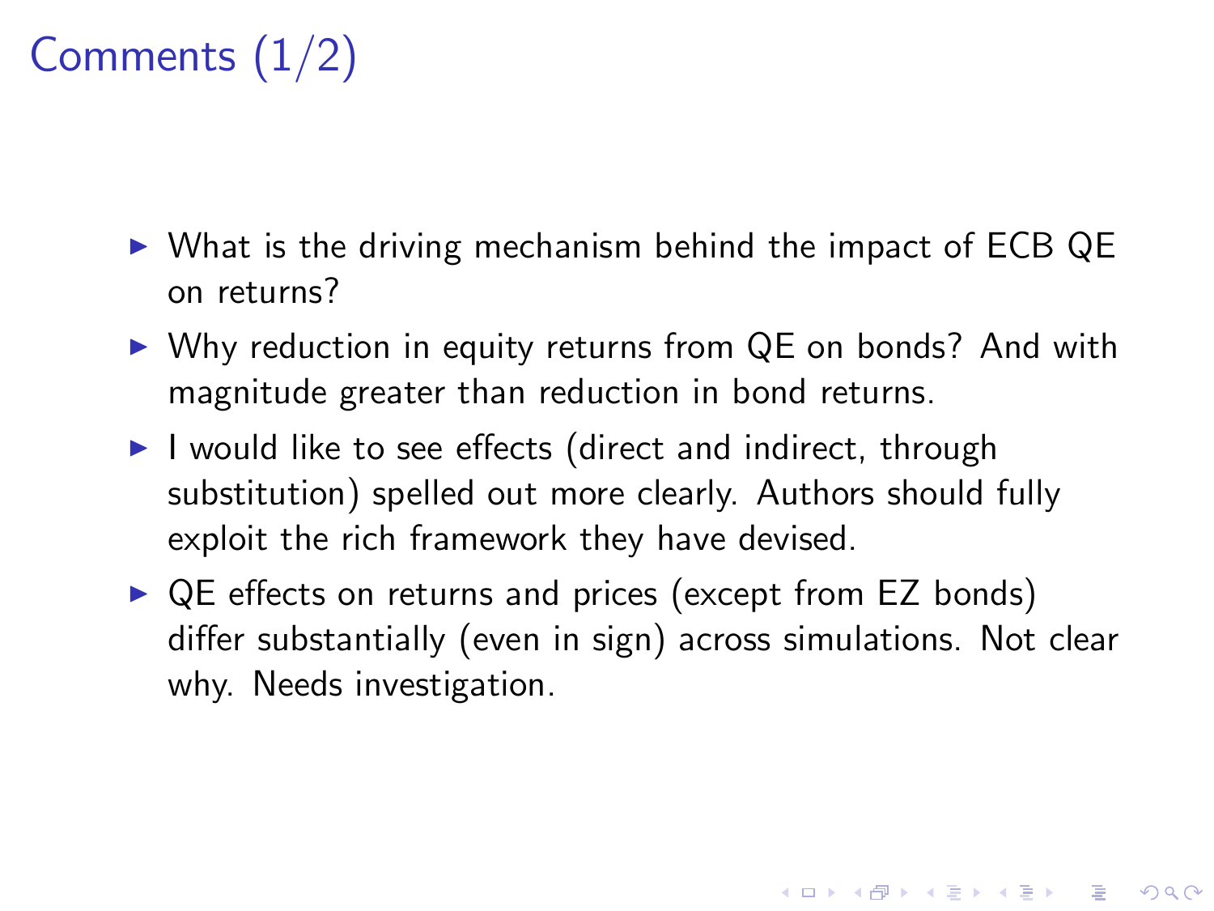# Comments (1/2)

- What is the driving mechanism behind the impact of ECB QE on returns?
- Why reduction in equity returns from QE on bonds? And with magnitude greater than reduction in bond returns.
- I would like to see effects (direct and indirect, through substitution) spelled out more clearly. Authors should fully exploit the rich framework they have devised.
- QE effects on returns and prices (except from EZ bonds) differ substantially (even in sign) across simulations. Not clear why. Needs investigation.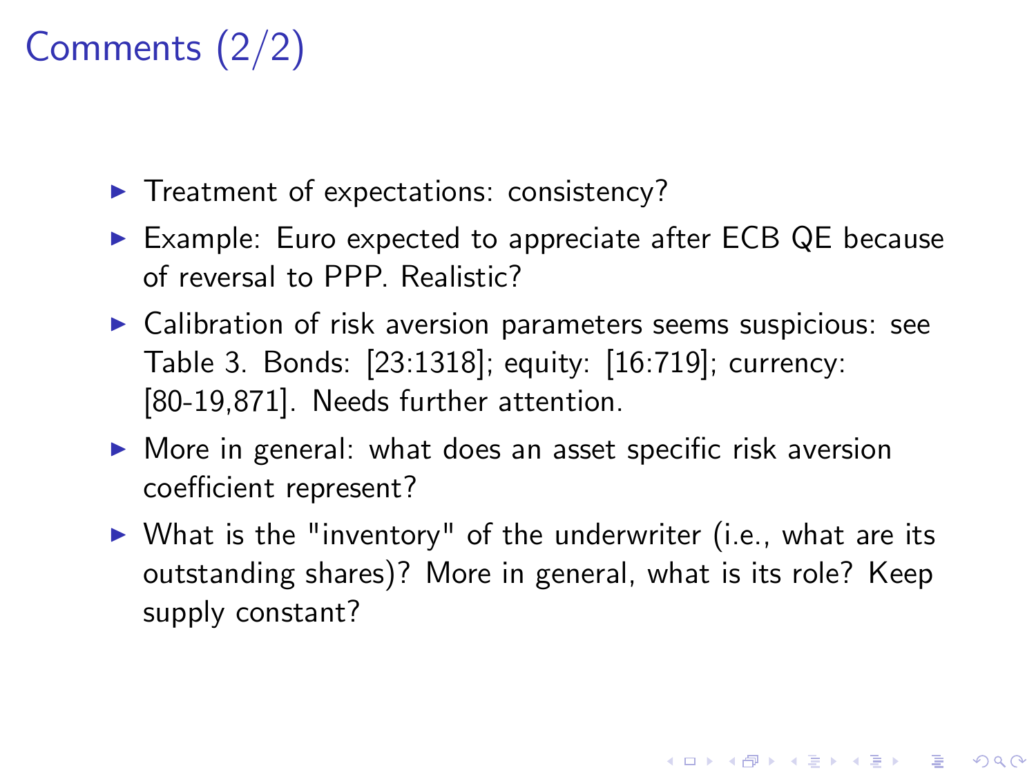# Comments (2/2)

- Treatment of expectations: consistency?
- Example: Euro expected to appreciate after ECB QE because of reversal to PPP. Realistic?
- Calibration of risk aversion parameters seems suspicious: see Table 3. Bonds: [23:1318]; equity: [16:719]; currency: [80-19,871]. Needs further attention.
- More in general: what does an asset specific risk aversion coefficient represent?
- What is the "inventory" of the underwriter (i.e., what are its outstanding shares)? More in general, what is its role? Keep supply constant?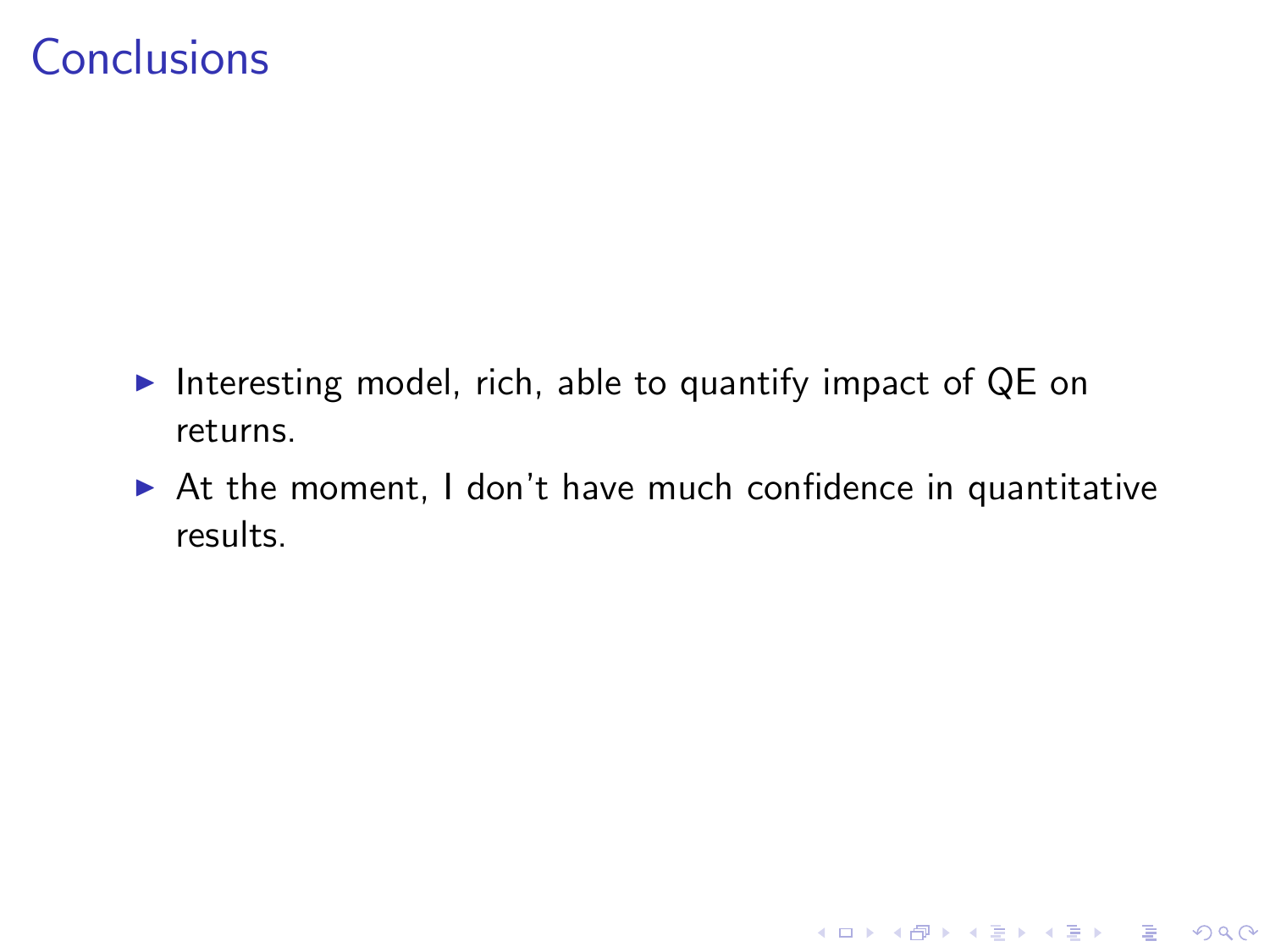# Conclusions

- Interesting model, rich, able to quantify impact of QE on returns.
- At the moment, I don't have much confidence in quantitative results.